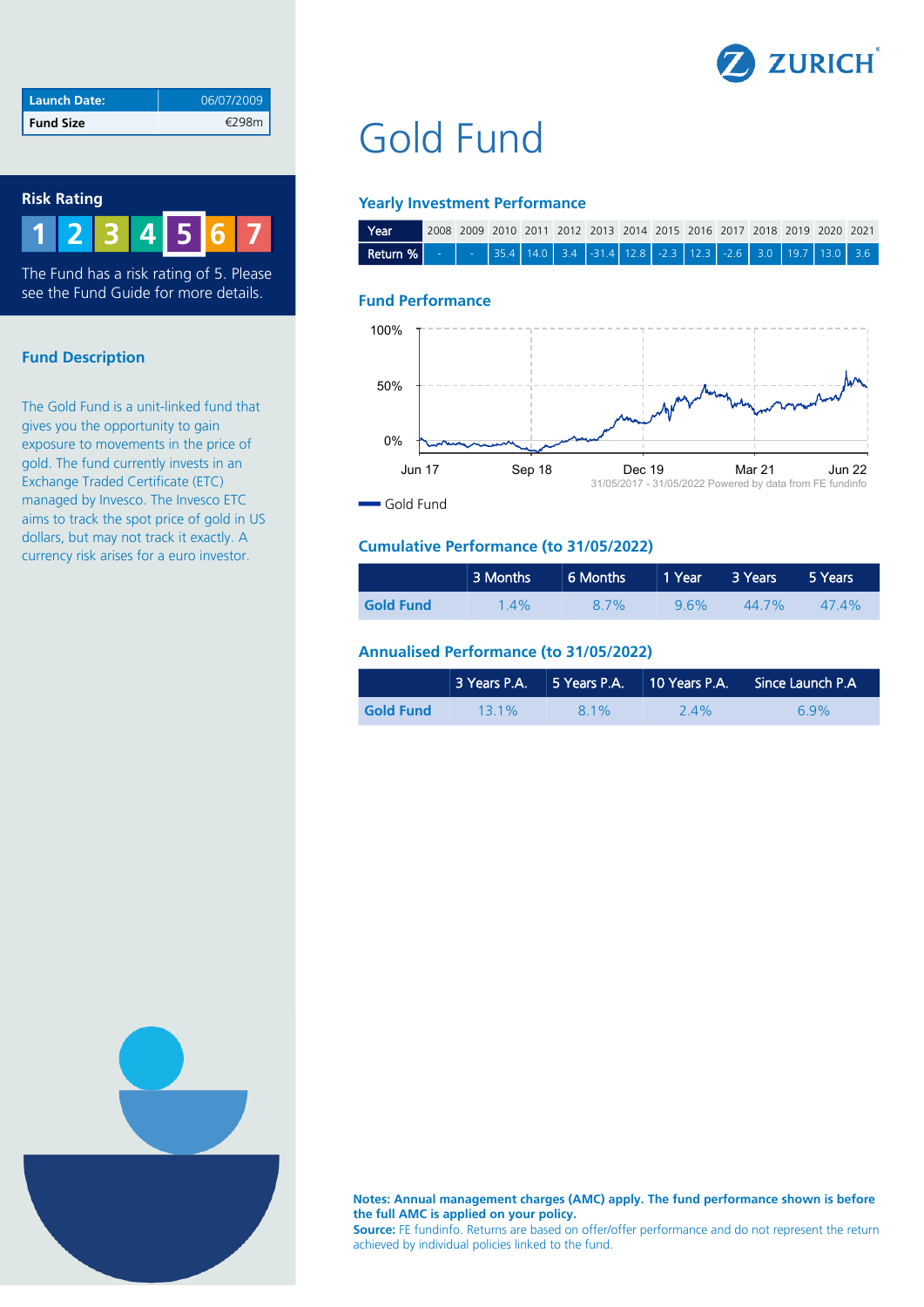| Launch Date: | 06/07/2009 |
| --- | --- |
| Fund Size | €298m |

## Risk Rating

1 2 3 4 **5** 6 7

The Fund has a risk rating of 5. Please see the Fund Guide for more details.

## Fund Description

The Gold Fund is a unit-linked fund that gives you the opportunity to gain exposure to movements in the price of gold. The fund currently invests in an Exchange Traded Certificate (ETC) managed by Invesco. The Invesco ETC aims to track the spot price of gold in US dollars, but may not track it exactly. A currency risk arises for a euro investor.

# Gold Fund

### Yearly Investment Performance

| Year | 2008 | 2009 | 2010 | 2011 | 2012 | 2013 | 2014 | 2015 | 2016 | 2017 | 2018 | 2019 | 2020 | 2021 |
| --- | --- | --- | --- | --- | --- | --- | --- | --- | --- | --- | --- | --- | --- | --- |
| Return % | - | - | 35.4 | 14.0 | 3.4 | -31.4 | 12.8 | -2.3 | 12.3 | -2.6 | 3.0 | 19.7 | 13.0 | 3.6 |

### Fund Performance

31/05/2017 - 31/05/2022 Powered by data from FE fundinfo

Gold Fund

### Cumulative Performance (to 31/05/2022)

| | 3 Months | 6 Months | 1 Year | 3 Years | 5 Years |
| --- | --- | --- | --- | --- | --- |
| **Gold Fund** | 1.4% | 8.7% | 9.6% | 44.7% | 47.4% |

### Annualised Performance (to 31/05/2022)

| | 3 Years P.A. | 5 Years P.A. | 10 Years P.A. | Since Launch P.A |
| --- | --- | --- | --- | --- |
| **Gold Fund** | 13.1% | 8.1% | 2.4% | 6.9% |

**Notes: Annual management charges (AMC) apply. The fund performance shown is before the full AMC is applied on your policy.**
**Source:** FE fundinfo. Returns are based on offer/offer performance and do not represent the return achieved by individual policies linked to the fund.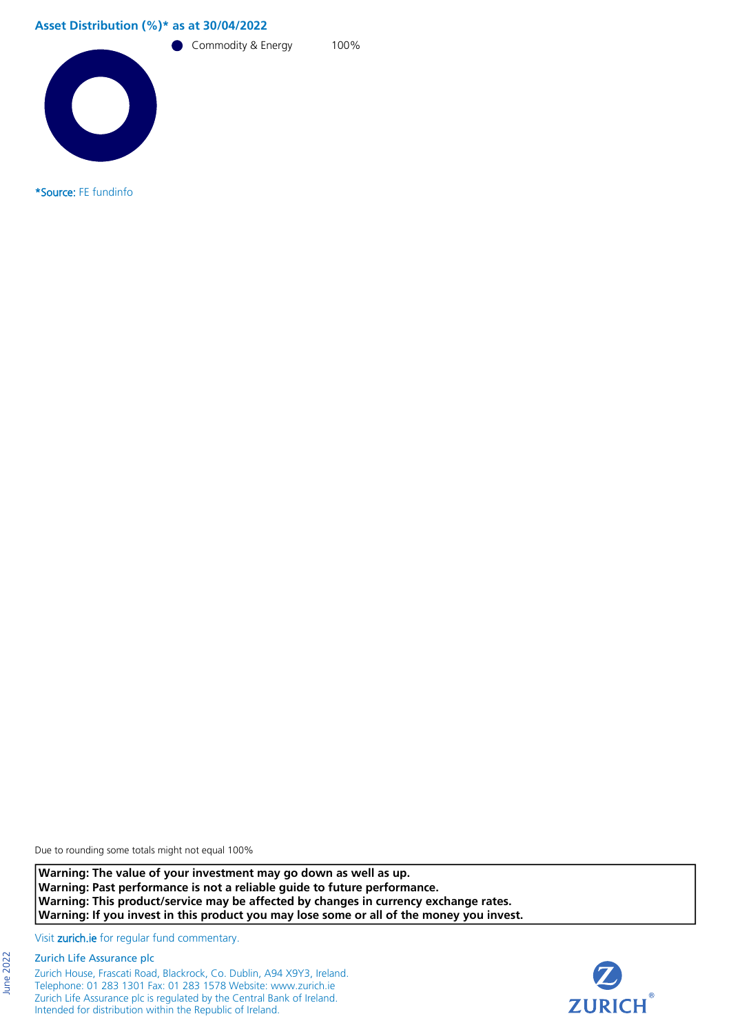## Asset Distribution (%)* as at 30/04/2022

Commodity & Energy 100%

*Source: FE fundinfo

Due to rounding some totals might not equal 100%

**Warning: The value of your investment may go down as well as up.**
**Warning: Past performance is not a reliable guide to future performance.**
**Warning: This product/service may be affected by changes in currency exchange rates.**
**Warning: If you invest in this product you may lose some or all of the money you invest.**

Visit zurich.ie for regular fund commentary.

Zurich Life Assurance plc

Zurich House, Frascati Road, Blackrock, Co. Dublin, A94 X9Y3, Ireland.
Telephone: 01 283 1301 Fax: 01 283 1578 Website: www.zurich.ie
Zurich Life Assurance plc is regulated by the Central Bank of Ireland.
Intended for distribution within the Republic of Ireland.

June 2022

ZURICH®